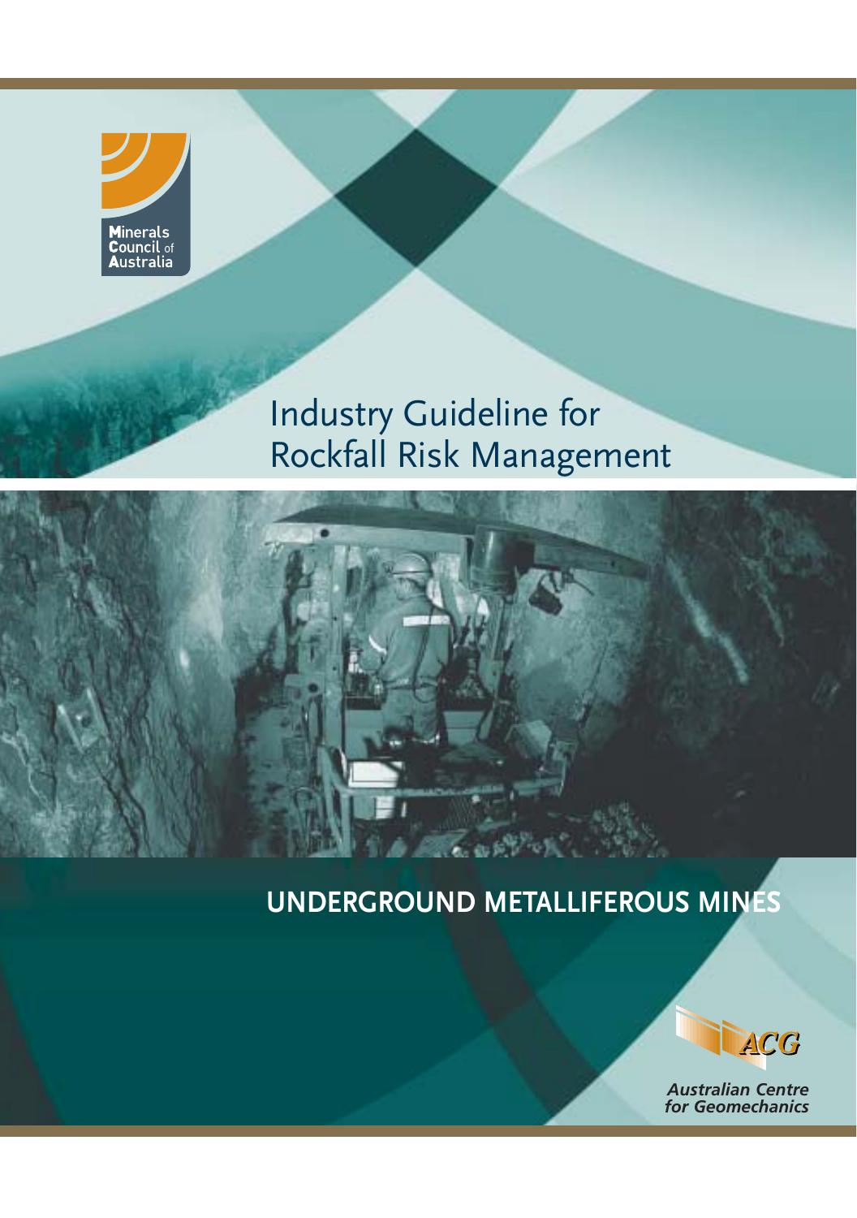Minerals Council of Australia

# Industry Guideline for Rockfall Risk Management

## UNDERGROUND METALLIFEROUS MINES

ACG

*Australian Centre for Geomechanics*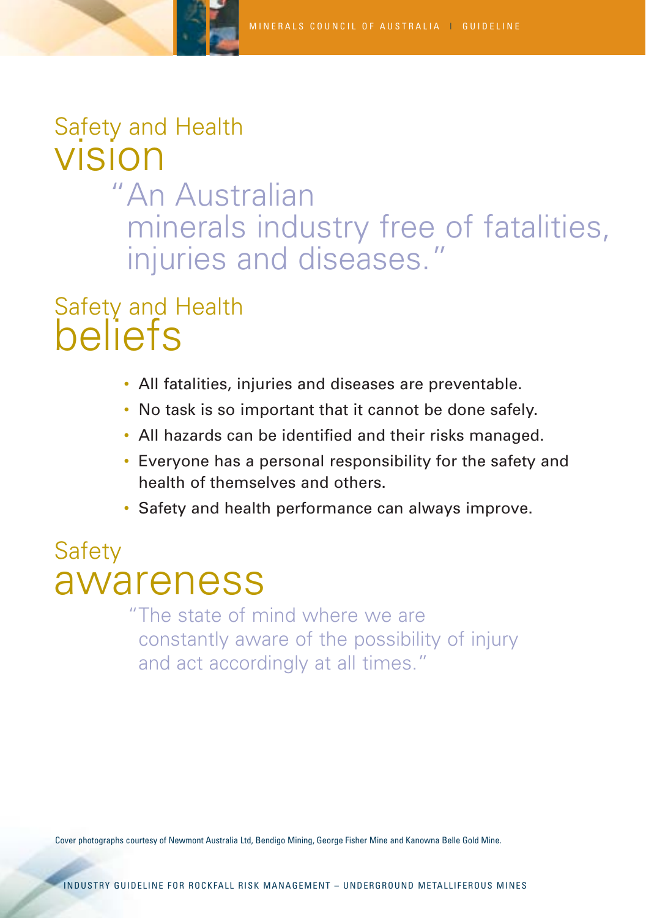# Safety and Health vision

> "An Australian minerals industry free of fatalities, injuries and diseases."

# Safety and Health beliefs

- All fatalities, injuries and diseases are preventable.
- No task is so important that it cannot be done safely.
- All hazards can be identified and their risks managed.
- Everyone has a personal responsibility for the safety and health of themselves and others.
- Safety and health performance can always improve.

# Safety awareness

> "The state of mind where we are constantly aware of the possibility of injury and act accordingly at all times."

Cover photographs courtesy of Newmont Australia Ltd, Bendigo Mining, George Fisher Mine and Kanowna Belle Gold Mine.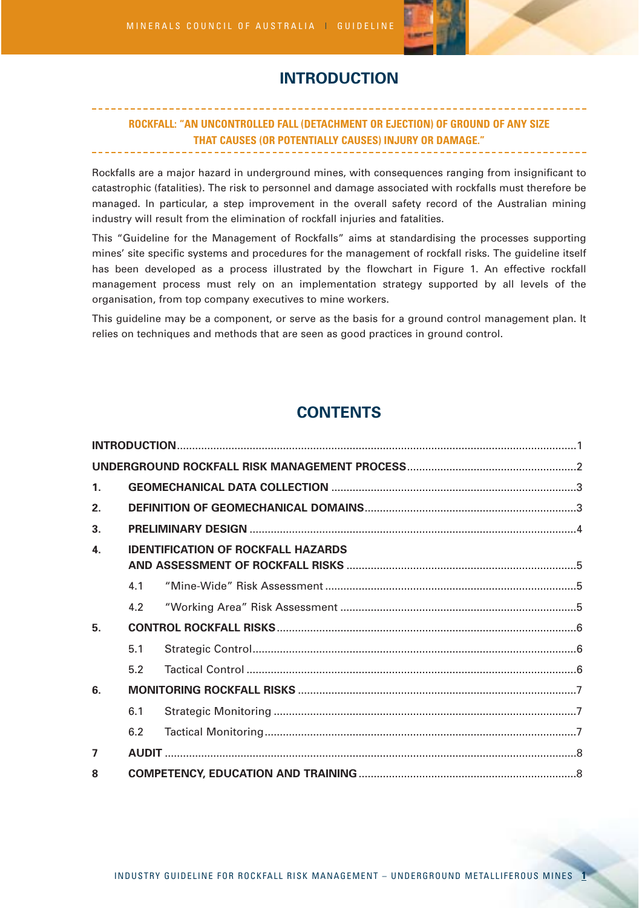# INTRODUCTION

**ROCKFALL: "AN UNCONTROLLED FALL (DETACHMENT OR EJECTION) OF GROUND OF ANY SIZE THAT CAUSES (OR POTENTIALLY CAUSES) INJURY OR DAMAGE."**

Rockfalls are a major hazard in underground mines, with consequences ranging from insignificant to catastrophic (fatalities). The risk to personnel and damage associated with rockfalls must therefore be managed. In particular, a step improvement in the overall safety record of the Australian mining industry will result from the elimination of rockfall injuries and fatalities.

This "Guideline for the Management of Rockfalls" aims at standardising the processes supporting mines' site specific systems and procedures for the management of rockfall risks. The guideline itself has been developed as a process illustrated by the flowchart in Figure 1. An effective rockfall management process must rely on an implementation strategy supported by all levels of the organisation, from top company executives to mine workers.

This guideline may be a component, or serve as the basis for a ground control management plan. It relies on techniques and methods that are seen as good practices in ground control.

# CONTENTS

| | | | |
|---|---|---|---|
| **INTRODUCTION** | | | 1 |
| **UNDERGROUND ROCKFALL RISK MANAGEMENT PROCESS** | | | 2 |
| **1.** | **GEOMECHANICAL DATA COLLECTION** | | 3 |
| **2.** | **DEFINITION OF GEOMECHANICAL DOMAINS** | | 3 |
| **3.** | **PRELIMINARY DESIGN** | | 4 |
| **4.** | **IDENTIFICATION OF ROCKFALL HAZARDS AND ASSESSMENT OF ROCKFALL RISKS** | | 5 |
| | 4.1 | "Mine-Wide" Risk Assessment | 5 |
| | 4.2 | "Working Area" Risk Assessment | 5 |
| **5.** | **CONTROL ROCKFALL RISKS** | | 6 |
| | 5.1 | Strategic Control | 6 |
| | 5.2 | Tactical Control | 6 |
| **6.** | **MONITORING ROCKFALL RISKS** | | 7 |
| | 6.1 | Strategic Monitoring | 7 |
| | 6.2 | Tactical Monitoring | 7 |
| **7** | **AUDIT** | | 8 |
| **8** | **COMPETENCY, EDUCATION AND TRAINING** | | 8 |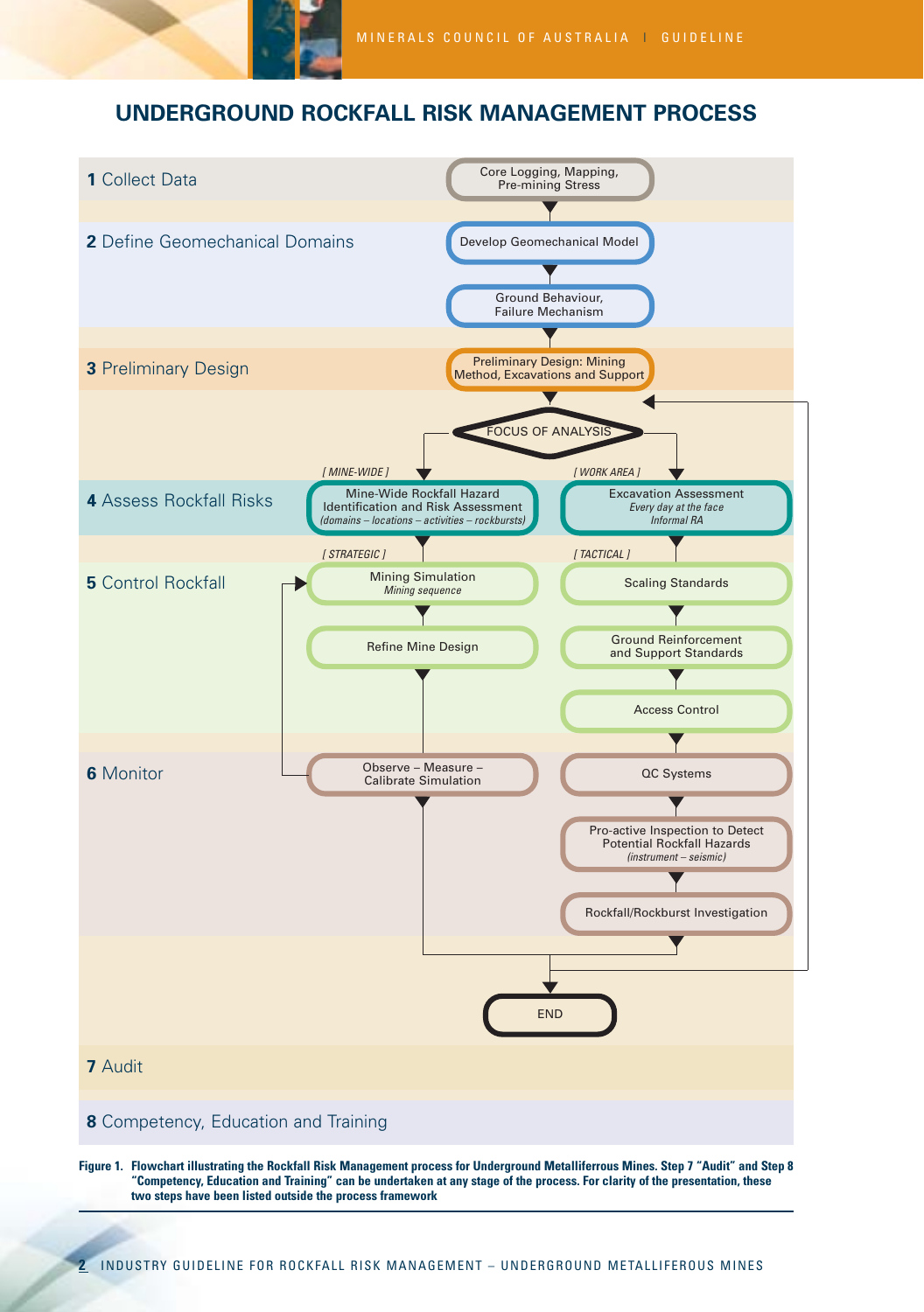# UNDERGROUND ROCKFALL RISK MANAGEMENT PROCESS

**1** Collect Data

- Core Logging, Mapping, Pre-mining Stress

**2** Define Geomechanical Domains

- Develop Geomechanical Model
- Ground Behaviour, Failure Mechanism

**3** Preliminary Design

- Preliminary Design: Mining Method, Excavations and Support

FOCUS OF ANALYSIS

[ MINE-WIDE ] | [ WORK AREA ]

**4** Assess Rockfall Risks

- Mine-Wide Rockfall Hazard Identification and Risk Assessment *(domains – locations – activities – rockbursts)*
- Excavation Assessment *Every day at the face* *Informal RA*

[ STRATEGIC ] | [ TACTICAL ]

**5** Control Rockfall

- Mining Simulation *Mining sequence*
- Refine Mine Design
- Scaling Standards
- Ground Reinforcement and Support Standards
- Access Control

**6** Monitor

- Observe – Measure – Calibrate Simulation
- QC Systems
- Pro-active Inspection to Detect Potential Rockfall Hazards *(instrument – seismic)*
- Rockfall/Rockburst Investigation

END

**7** Audit

**8** Competency, Education and Training

**Figure 1. Flowchart illustrating the Rockfall Risk Management process for Underground Metalliferous Mines. Step 7 "Audit" and Step 8 "Competency, Education and Training" can be undertaken at any stage of the process. For clarity of the presentation, these two steps have been listed outside the process framework**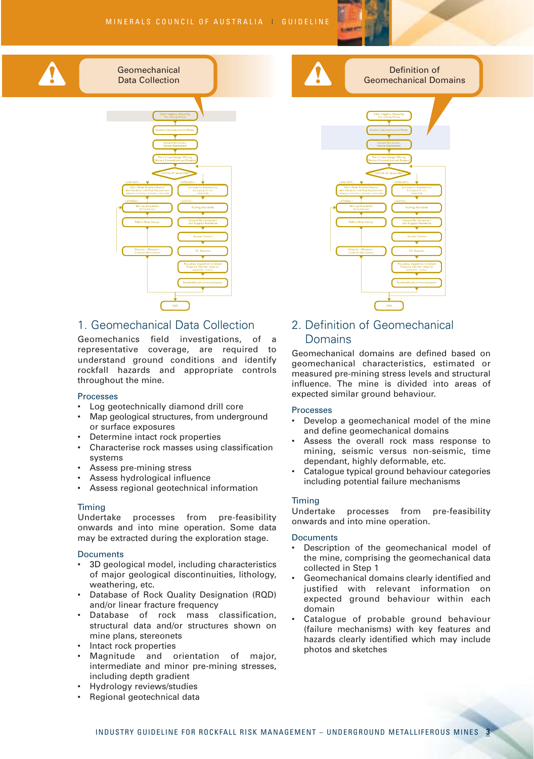Geomechanical Data Collection

Definition of Geomechanical Domains

## 1. Geomechanical Data Collection

Geomechanics field investigations, of a representative coverage, are required to understand ground conditions and identify rockfall hazards and appropriate controls throughout the mine.

### Processes

- Log geotechnically diamond drill core
- Map geological structures, from underground or surface exposures
- Determine intact rock properties
- Characterise rock masses using classification systems
- Assess pre-mining stress
- Assess hydrological influence
- Assess regional geotechnical information

### Timing

Undertake processes from pre-feasibility onwards and into mine operation. Some data may be extracted during the exploration stage.

### Documents

- 3D geological model, including characteristics of major geological discontinuities, lithology, weathering, etc.
- Database of Rock Quality Designation (RQD) and/or linear fracture frequency
- Database of rock mass classification, structural data and/or structures shown on mine plans, stereonets
- Intact rock properties
- Magnitude and orientation of major, intermediate and minor pre-mining stresses, including depth gradient
- Hydrology reviews/studies
- Regional geotechnical data

## 2. Definition of Geomechanical Domains

Geomechanical domains are defined based on geomechanical characteristics, estimated or measured pre-mining stress levels and structural influence. The mine is divided into areas of expected similar ground behaviour.

### Processes

- Develop a geomechanical model of the mine and define geomechanical domains
- Assess the overall rock mass response to mining, seismic versus non-seismic, time dependant, highly deformable, etc.
- Catalogue typical ground behaviour categories including potential failure mechanisms

### Timing

Undertake processes from pre-feasibility onwards and into mine operation.

### Documents

- Description of the geomechanical model of the mine, comprising the geomechanical data collected in Step 1
- Geomechanical domains clearly identified and justified with relevant information on expected ground behaviour within each domain
- Catalogue of probable ground behaviour (failure mechanisms) with key features and hazards clearly identified which may include photos and sketches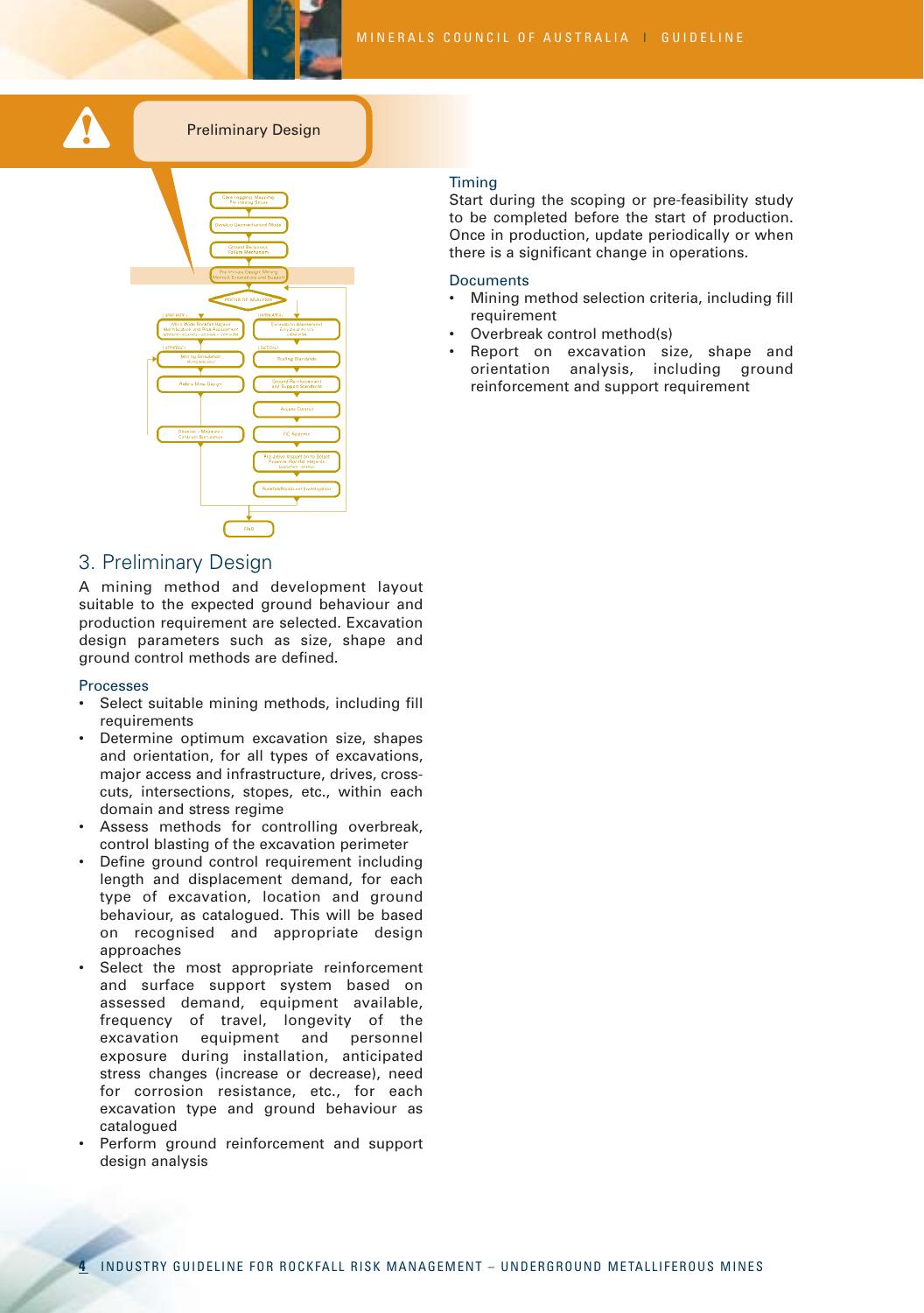Preliminary Design

## 3. Preliminary Design

A mining method and development layout suitable to the expected ground behaviour and production requirement are selected. Excavation design parameters such as size, shape and ground control methods are defined.

### Processes

- Select suitable mining methods, including fill requirements
- Determine optimum excavation size, shapes and orientation, for all types of excavations, major access and infrastructure, drives, cross-cuts, intersections, stopes, etc., within each domain and stress regime
- Assess methods for controlling overbreak, control blasting of the excavation perimeter
- Define ground control requirement including length and displacement demand, for each type of excavation, location and ground behaviour, as catalogued. This will be based on recognised and appropriate design approaches
- Select the most appropriate reinforcement and surface support system based on assessed demand, equipment available, frequency of travel, longevity of the excavation equipment and personnel exposure during installation, anticipated stress changes (increase or decrease), need for corrosion resistance, etc., for each excavation type and ground behaviour as catalogued
- Perform ground reinforcement and support design analysis

### Timing

Start during the scoping or pre-feasibility study to be completed before the start of production. Once in production, update periodically or when there is a significant change in operations.

### Documents

- Mining method selection criteria, including fill requirement
- Overbreak control method(s)
- Report on excavation size, shape and orientation analysis, including ground reinforcement and support requirement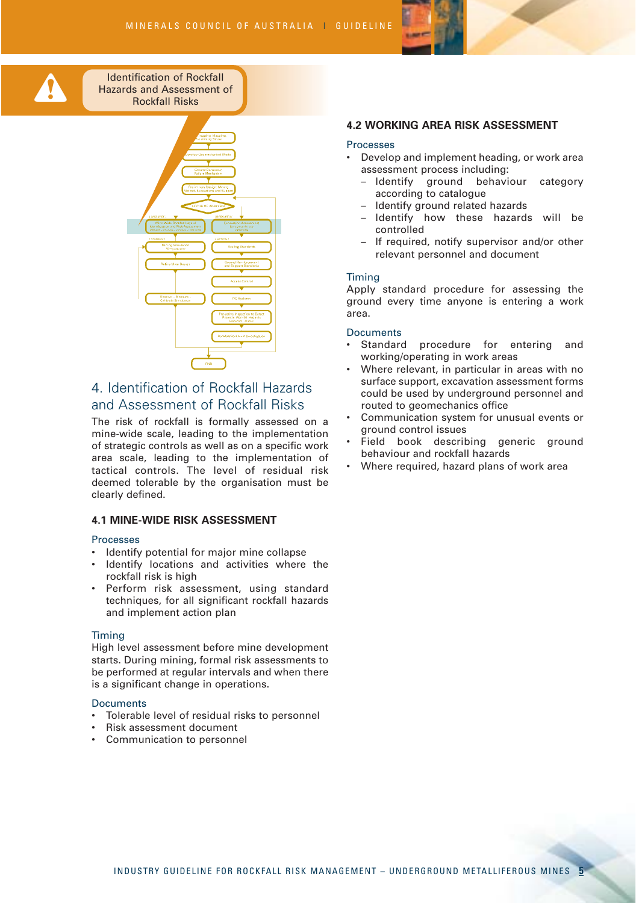Identification of Rockfall Hazards and Assessment of Rockfall Risks

## 4. Identification of Rockfall Hazards and Assessment of Rockfall Risks

The risk of rockfall is formally assessed on a mine-wide scale, leading to the implementation of strategic controls as well as on a specific work area scale, leading to the implementation of tactical controls. The level of residual risk deemed tolerable by the organisation must be clearly defined.

### 4.1 MINE-WIDE RISK ASSESSMENT

**Processes**

- Identify potential for major mine collapse
- Identify locations and activities where the rockfall risk is high
- Perform risk assessment, using standard techniques, for all significant rockfall hazards and implement action plan

**Timing**

High level assessment before mine development starts. During mining, formal risk assessments to be performed at regular intervals and when there is a significant change in operations.

**Documents**

- Tolerable level of residual risks to personnel
- Risk assessment document
- Communication to personnel

### 4.2 WORKING AREA RISK ASSESSMENT

**Processes**

- Develop and implement heading, or work area assessment process including:
  - Identify ground behaviour category according to catalogue
  - Identify ground related hazards
  - Identify how these hazards will be controlled
  - If required, notify supervisor and/or other relevant personnel and document

**Timing**

Apply standard procedure for assessing the ground every time anyone is entering a work area.

**Documents**

- Standard procedure for entering and working/operating in work areas
- Where relevant, in particular in areas with no surface support, excavation assessment forms could be used by underground personnel and routed to geomechanics office
- Communication system for unusual events or ground control issues
- Field book describing generic ground behaviour and rockfall hazards
- Where required, hazard plans of work area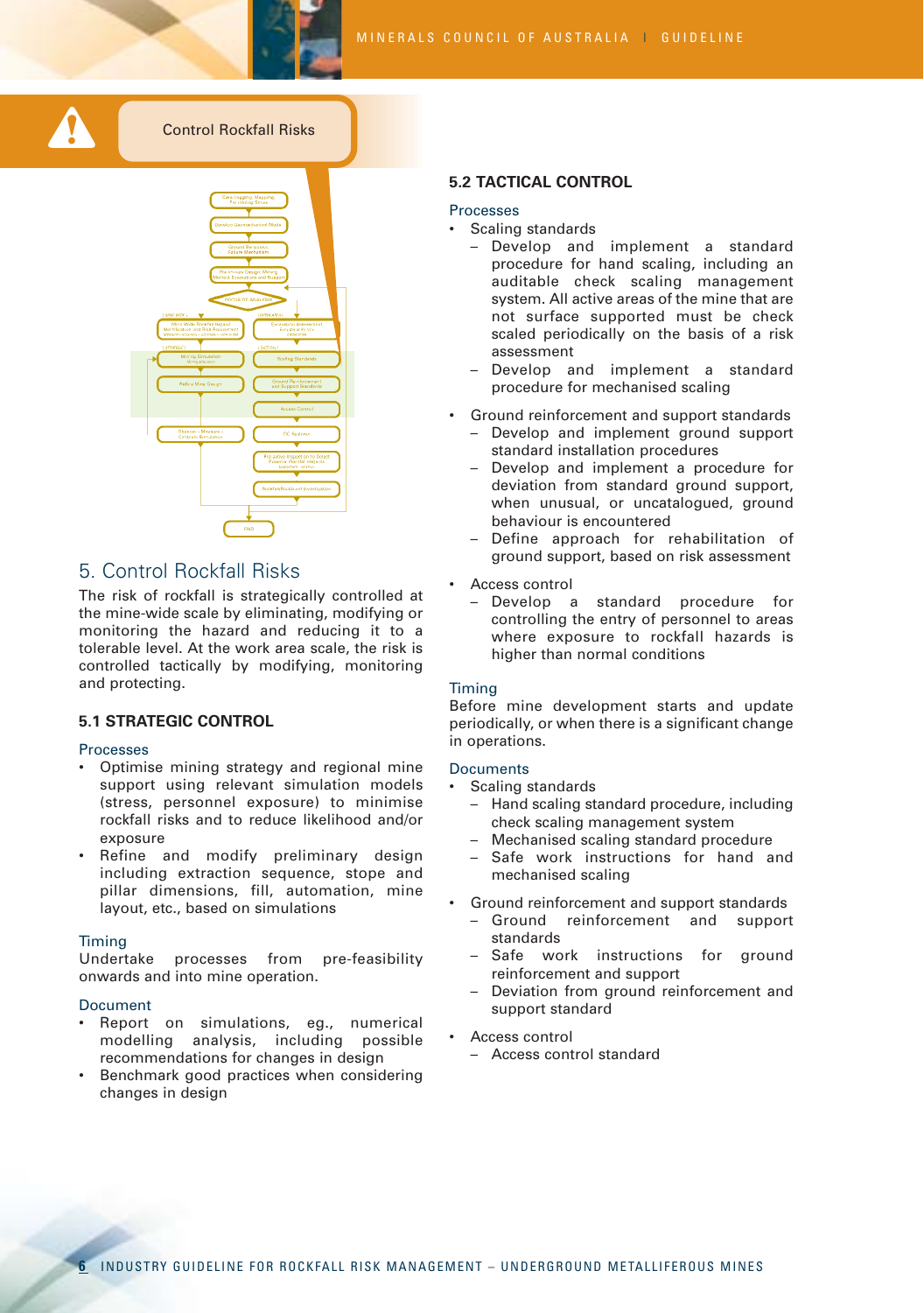Control Rockfall Risks

## 5. Control Rockfall Risks

The risk of rockfall is strategically controlled at the mine-wide scale by eliminating, modifying or monitoring the hazard and reducing it to a tolerable level. At the work area scale, the risk is controlled tactically by modifying, monitoring and protecting.

### 5.1 STRATEGIC CONTROL

**Processes**

- Optimise mining strategy and regional mine support using relevant simulation models (stress, personnel exposure) to minimise rockfall risks and to reduce likelihood and/or exposure
- Refine and modify preliminary design including extraction sequence, stope and pillar dimensions, fill, automation, mine layout, etc., based on simulations

**Timing**

Undertake processes from pre-feasibility onwards and into mine operation.

**Document**

- Report on simulations, eg., numerical modelling analysis, including possible recommendations for changes in design
- Benchmark good practices when considering changes in design

### 5.2 TACTICAL CONTROL

**Processes**

- Scaling standards
  - Develop and implement a standard procedure for hand scaling, including an auditable check scaling management system. All active areas of the mine that are not surface supported must be check scaled periodically on the basis of a risk assessment
  - Develop and implement a standard procedure for mechanised scaling
- Ground reinforcement and support standards
  - Develop and implement ground support standard installation procedures
  - Develop and implement a procedure for deviation from standard ground support, when unusual, or uncatalogued, ground behaviour is encountered
  - Define approach for rehabilitation of ground support, based on risk assessment
- Access control
  - Develop a standard procedure for controlling the entry of personnel to areas where exposure to rockfall hazards is higher than normal conditions

**Timing**

Before mine development starts and update periodically, or when there is a significant change in operations.

**Documents**

- Scaling standards
  - Hand scaling standard procedure, including check scaling management system
  - Mechanised scaling standard procedure
  - Safe work instructions for hand and mechanised scaling
- Ground reinforcement and support standards
  - Ground reinforcement and support standards
  - Safe work instructions for ground reinforcement and support
  - Deviation from ground reinforcement and support standard
- Access control
  - Access control standard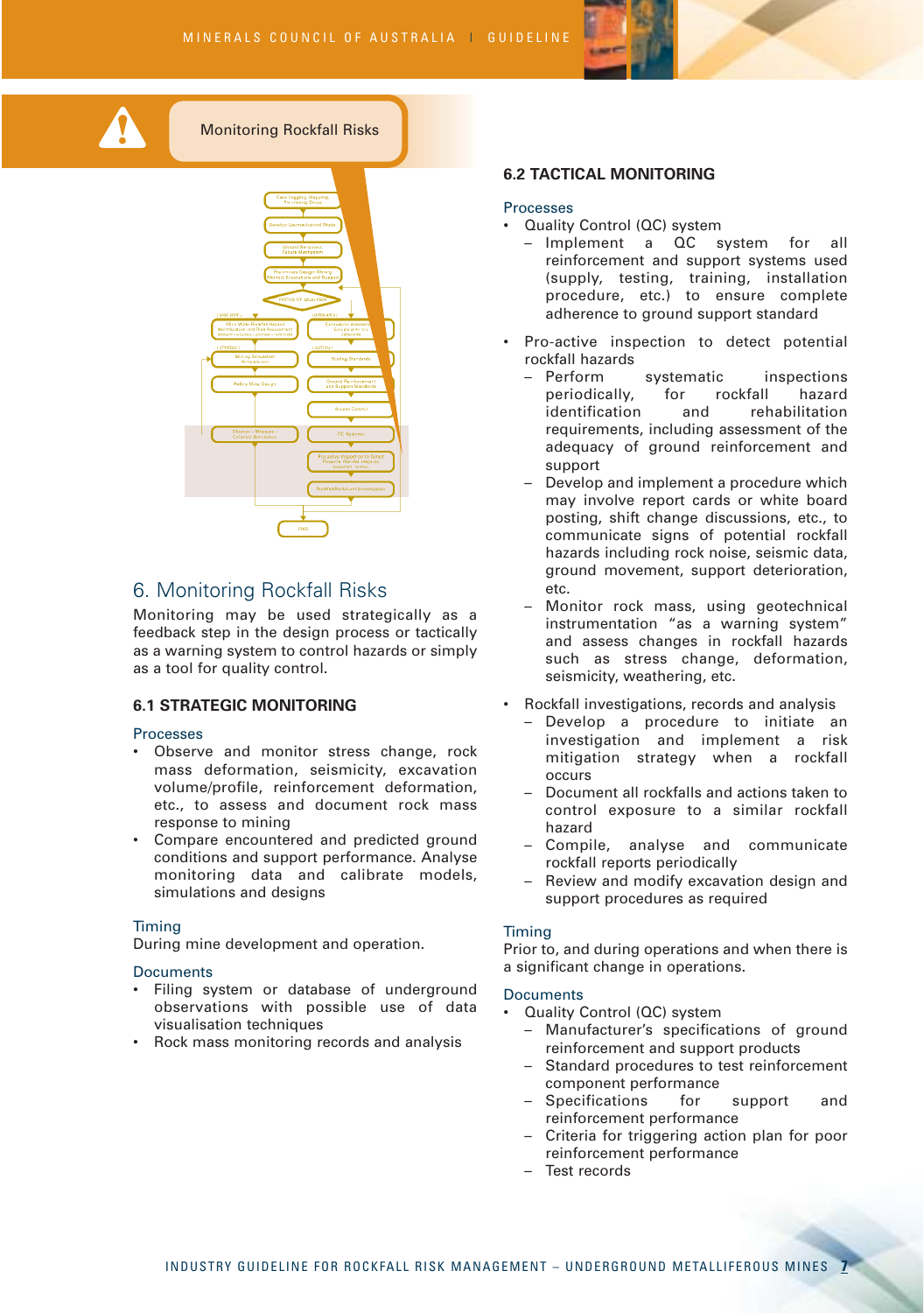Monitoring Rockfall Risks

## 6. Monitoring Rockfall Risks

Monitoring may be used strategically as a feedback step in the design process or tactically as a warning system to control hazards or simply as a tool for quality control.

### 6.1 STRATEGIC MONITORING

**Processes**

- Observe and monitor stress change, rock mass deformation, seismicity, excavation volume/profile, reinforcement deformation, etc., to assess and document rock mass response to mining
- Compare encountered and predicted ground conditions and support performance. Analyse monitoring data and calibrate models, simulations and designs

**Timing**

During mine development and operation.

**Documents**

- Filing system or database of underground observations with possible use of data visualisation techniques
- Rock mass monitoring records and analysis

### 6.2 TACTICAL MONITORING

**Processes**

- Quality Control (QC) system
  - Implement a QC system for all reinforcement and support systems used (supply, testing, training, installation procedure, etc.) to ensure complete adherence to ground support standard
- Pro-active inspection to detect potential rockfall hazards
  - Perform systematic inspections periodically, for rockfall hazard identification and rehabilitation requirements, including assessment of the adequacy of ground reinforcement and support
  - Develop and implement a procedure which may involve report cards or white board posting, shift change discussions, etc., to communicate signs of potential rockfall hazards including rock noise, seismic data, ground movement, support deterioration, etc.
  - Monitor rock mass, using geotechnical instrumentation "as a warning system" and assess changes in rockfall hazards such as stress change, deformation, seismicity, weathering, etc.
- Rockfall investigations, records and analysis
  - Develop a procedure to initiate an investigation and implement a risk mitigation strategy when a rockfall occurs
  - Document all rockfalls and actions taken to control exposure to a similar rockfall hazard
  - Compile, analyse and communicate rockfall reports periodically
  - Review and modify excavation design and support procedures as required

**Timing**

Prior to, and during operations and when there is a significant change in operations.

**Documents**

- Quality Control (QC) system
  - Manufacturer's specifications of ground reinforcement and support products
  - Standard procedures to test reinforcement component performance
  - Specifications for support and reinforcement performance
  - Criteria for triggering action plan for poor reinforcement performance
  - Test records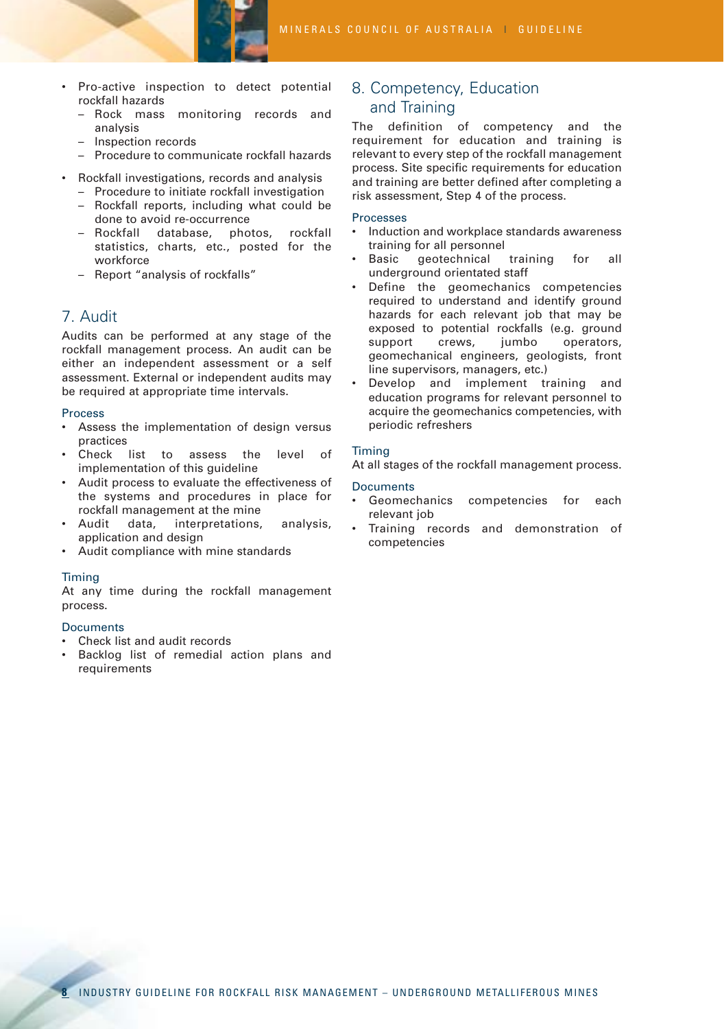- Pro-active inspection to detect potential rockfall hazards
  - Rock mass monitoring records and analysis
  - Inspection records
  - Procedure to communicate rockfall hazards
- Rockfall investigations, records and analysis
  - Procedure to initiate rockfall investigation
  - Rockfall reports, including what could be done to avoid re-occurrence
  - Rockfall database, photos, rockfall statistics, charts, etc., posted for the workforce
  - Report "analysis of rockfalls"

## 7. Audit

Audits can be performed at any stage of the rockfall management process. An audit can be either an independent assessment or a self assessment. External or independent audits may be required at appropriate time intervals.

### Process

- Assess the implementation of design versus practices
- Check list to assess the level of implementation of this guideline
- Audit process to evaluate the effectiveness of the systems and procedures in place for rockfall management at the mine
- Audit data, interpretations, analysis, application and design
- Audit compliance with mine standards

### Timing

At any time during the rockfall management process.

### Documents

- Check list and audit records
- Backlog list of remedial action plans and requirements

## 8. Competency, Education and Training

The definition of competency and the requirement for education and training is relevant to every step of the rockfall management process. Site specific requirements for education and training are better defined after completing a risk assessment, Step 4 of the process.

### Processes

- Induction and workplace standards awareness training for all personnel
- Basic geotechnical training for all underground orientated staff
- Define the geomechanics competencies required to understand and identify ground hazards for each relevant job that may be exposed to potential rockfalls (e.g. ground support crews, jumbo operators, geomechanical engineers, geologists, front line supervisors, managers, etc.)
- Develop and implement training and education programs for relevant personnel to acquire the geomechanics competencies, with periodic refreshers

### Timing

At all stages of the rockfall management process.

### Documents

- Geomechanics competencies for each relevant job
- Training records and demonstration of competencies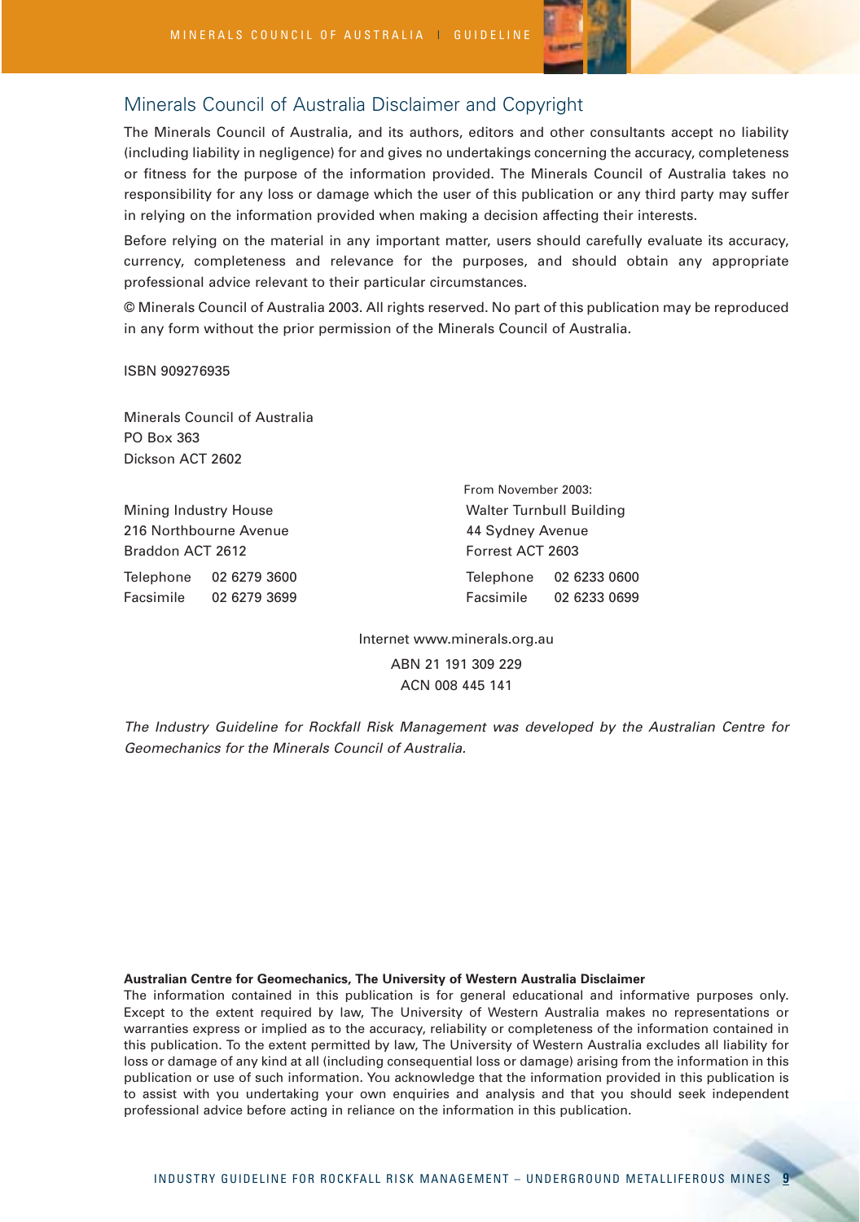## Minerals Council of Australia Disclaimer and Copyright

The Minerals Council of Australia, and its authors, editors and other consultants accept no liability (including liability in negligence) for and gives no undertakings concerning the accuracy, completeness or fitness for the purpose of the information provided. The Minerals Council of Australia takes no responsibility for any loss or damage which the user of this publication or any third party may suffer in relying on the information provided when making a decision affecting their interests.

Before relying on the material in any important matter, users should carefully evaluate its accuracy, currency, completeness and relevance for the purposes, and should obtain any appropriate professional advice relevant to their particular circumstances.

© Minerals Council of Australia 2003. All rights reserved. No part of this publication may be reproduced in any form without the prior permission of the Minerals Council of Australia.

ISBN 909276935

Minerals Council of Australia
PO Box 363
Dickson ACT 2602

Mining Industry House
216 Northbourne Avenue
Braddon ACT 2612

Telephone 02 6279 3600
Facsimile 02 6279 3699

From November 2003:
Walter Turnbull Building
44 Sydney Avenue
Forrest ACT 2603

Telephone 02 6233 0600
Facsimile 02 6233 0699

Internet www.minerals.org.au

ABN 21 191 309 229

ACN 008 445 141

*The Industry Guideline for Rockfall Risk Management was developed by the Australian Centre for Geomechanics for the Minerals Council of Australia.*

**Australian Centre for Geomechanics, The University of Western Australia Disclaimer**

The information contained in this publication is for general educational and informative purposes only. Except to the extent required by law, The University of Western Australia makes no representations or warranties express or implied as to the accuracy, reliability or completeness of the information contained in this publication. To the extent permitted by law, The University of Western Australia excludes all liability for loss or damage of any kind at all (including consequential loss or damage) arising from the information in this publication or use of such information. You acknowledge that the information provided in this publication is to assist with you undertaking your own enquiries and analysis and that you should seek independent professional advice before acting in reliance on the information in this publication.